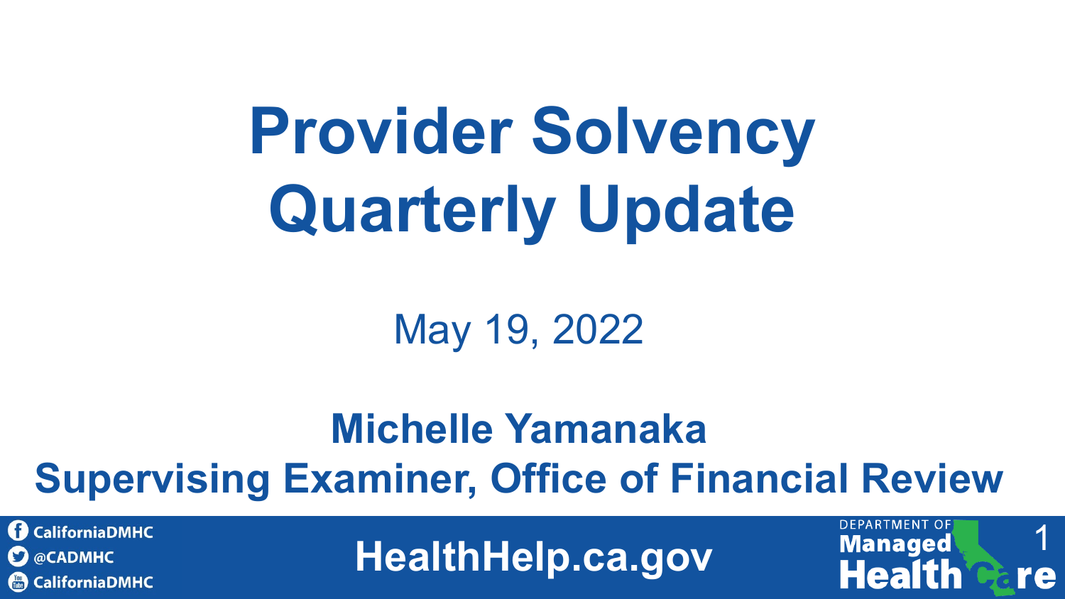# Provider Solvency Quarterly Update

May 19, 2022

**Michelle Yamanaka**
**Supervising Examiner, Office of Financial Review**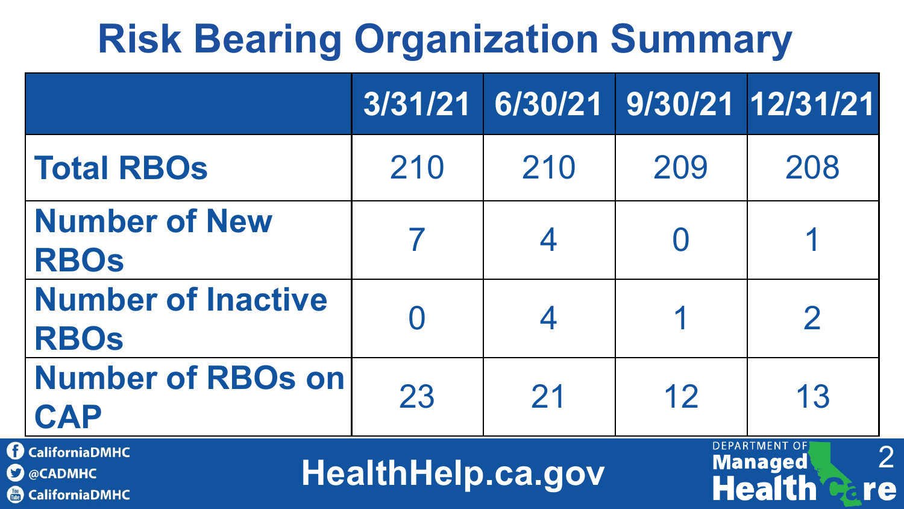# Risk Bearing Organization Summary

| | 3/31/21 | 6/30/21 | 9/30/21 | 12/31/21 |
|---|---|---|---|---|
| **Total RBOs** | 210 | 210 | 209 | 208 |
| **Number of New RBOs** | 7 | 4 | 0 | 1 |
| **Number of Inactive RBOs** | 0 | 4 | 1 | 2 |
| **Number of RBOs on CAP** | 23 | 21 | 12 | 13 |

HealthHelp.ca.gov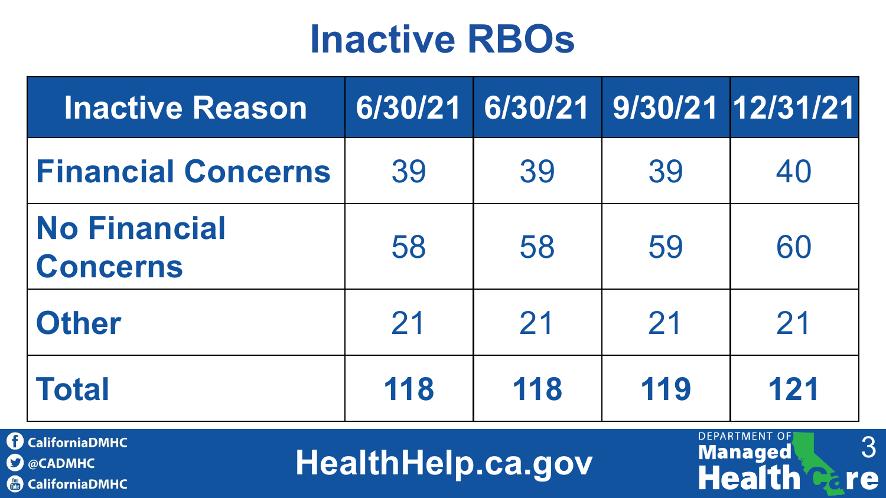# Inactive RBOs

| Inactive Reason | 6/30/21 | 6/30/21 | 9/30/21 | 12/31/21 |
|---|---|---|---|---|
| **Financial Concerns** | 39 | 39 | 39 | 40 |
| **No Financial Concerns** | 58 | 58 | 59 | 60 |
| **Other** | 21 | 21 | 21 | 21 |
| **Total** | **118** | **118** | **119** | **121** |

CaliforniaDMHC
@CADMHC
CaliforniaDMHC

HealthHelp.ca.gov

DEPARTMENT OF Managed Health Care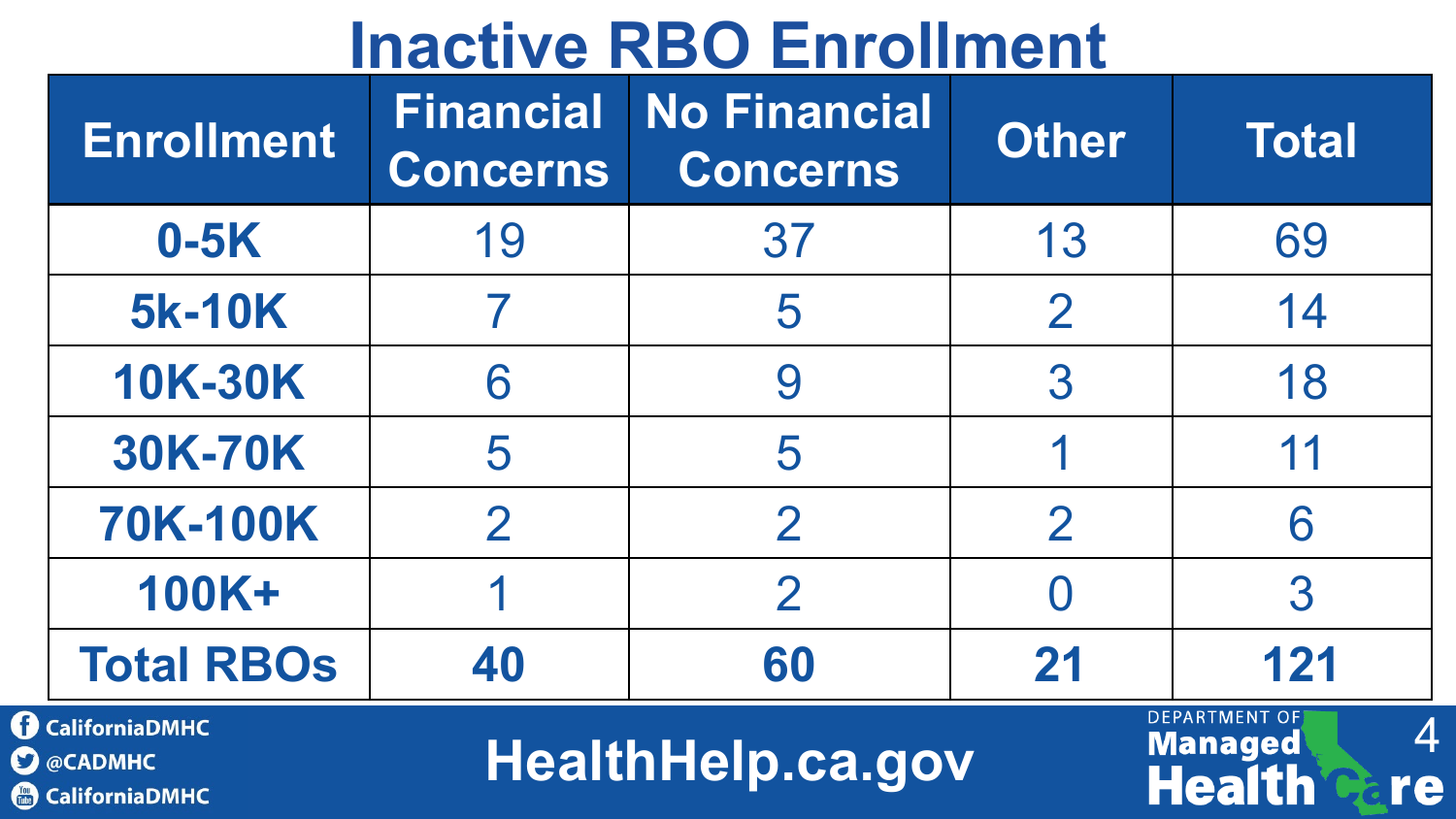# Inactive RBO Enrollment

| Enrollment | Financial Concerns | No Financial Concerns | Other | Total |
|---|---|---|---|---|
| **0-5K** | 19 | 37 | 13 | 69 |
| **5k-10K** | 7 | 5 | 2 | 14 |
| **10K-30K** | 6 | 9 | 3 | 18 |
| **30K-70K** | 5 | 5 | 1 | 11 |
| **70K-100K** | 2 | 2 | 2 | 6 |
| **100K+** | 1 | 2 | 0 | 3 |
| **Total RBOs** | **40** | **60** | **21** | **121** |

CaliforniaDMHC
@CADMHC
CaliforniaDMHC

HealthHelp.ca.gov

Department of Managed Health Care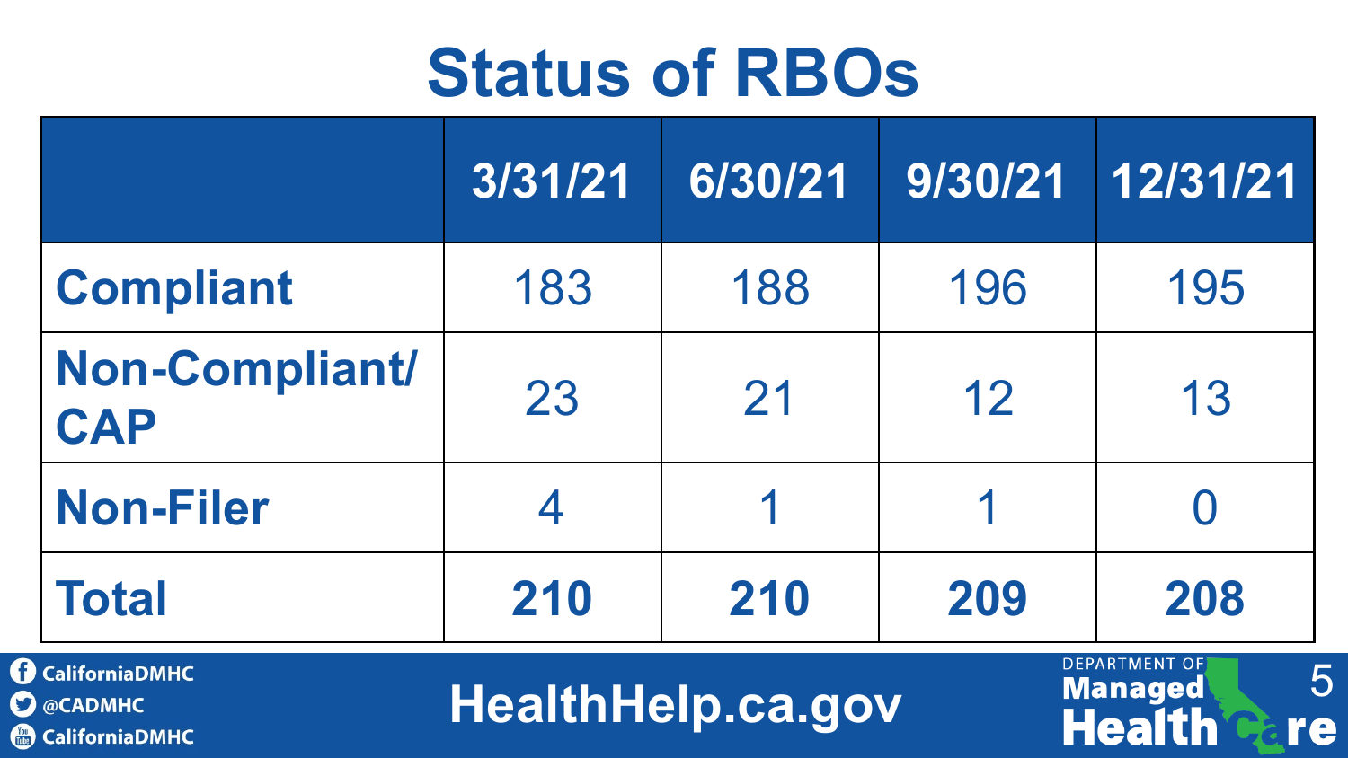# Status of RBOs

| | 3/31/21 | 6/30/21 | 9/30/21 | 12/31/21 |
|---|---|---|---|---|
| **Compliant** | 183 | 188 | 196 | 195 |
| **Non-Compliant/ CAP** | 23 | 21 | 12 | 13 |
| **Non-Filer** | 4 | 1 | 1 | 0 |
| **Total** | **210** | **210** | **209** | **208** |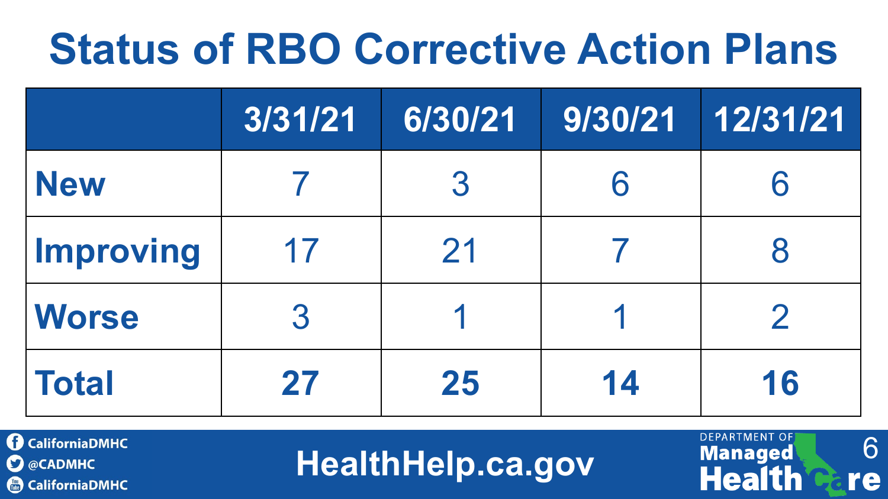# Status of RBO Corrective Action Plans

| | 3/31/21 | 6/30/21 | 9/30/21 | 12/31/21 |
|---|---|---|---|---|
| **New** | 7 | 3 | 6 | 6 |
| **Improving** | 17 | 21 | 7 | 8 |
| **Worse** | 3 | 1 | 1 | 2 |
| **Total** | **27** | **25** | **14** | **16** |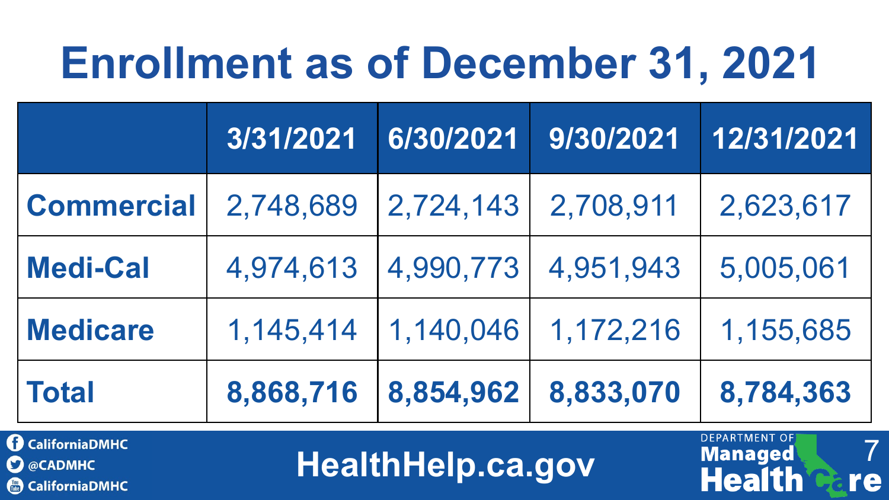# Enrollment as of December 31, 2021

| | 3/31/2021 | 6/30/2021 | 9/30/2021 | 12/31/2021 |
|---|---|---|---|---|
| **Commercial** | 2,748,689 | 2,724,143 | 2,708,911 | 2,623,617 |
| **Medi-Cal** | 4,974,613 | 4,990,773 | 4,951,943 | 5,005,061 |
| **Medicare** | 1,145,414 | 1,140,046 | 1,172,216 | 1,155,685 |
| **Total** | **8,868,716** | **8,854,962** | **8,833,070** | **8,784,363** |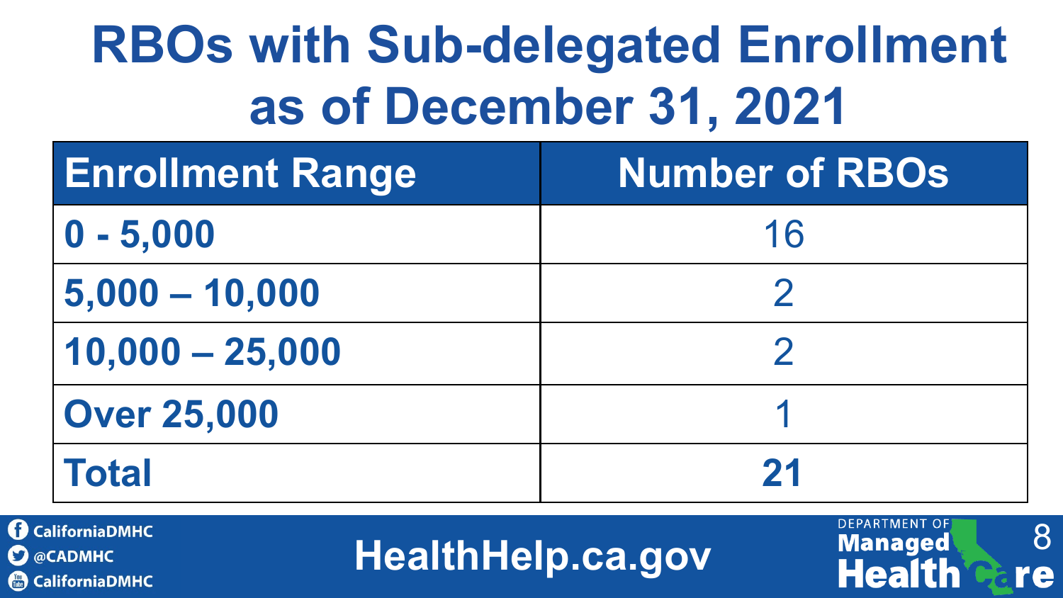# RBOs with Sub-delegated Enrollment as of December 31, 2021

| Enrollment Range | Number of RBOs |
|---|---|
| **0 - 5,000** | 16 |
| **5,000 – 10,000** | 2 |
| **10,000 – 25,000** | 2 |
| **Over 25,000** | 1 |
| **Total** | **21** |

CaliforniaDMHC
@CADMHC
CaliforniaDMHC

HealthHelp.ca.gov

DEPARTMENT OF Managed Health Care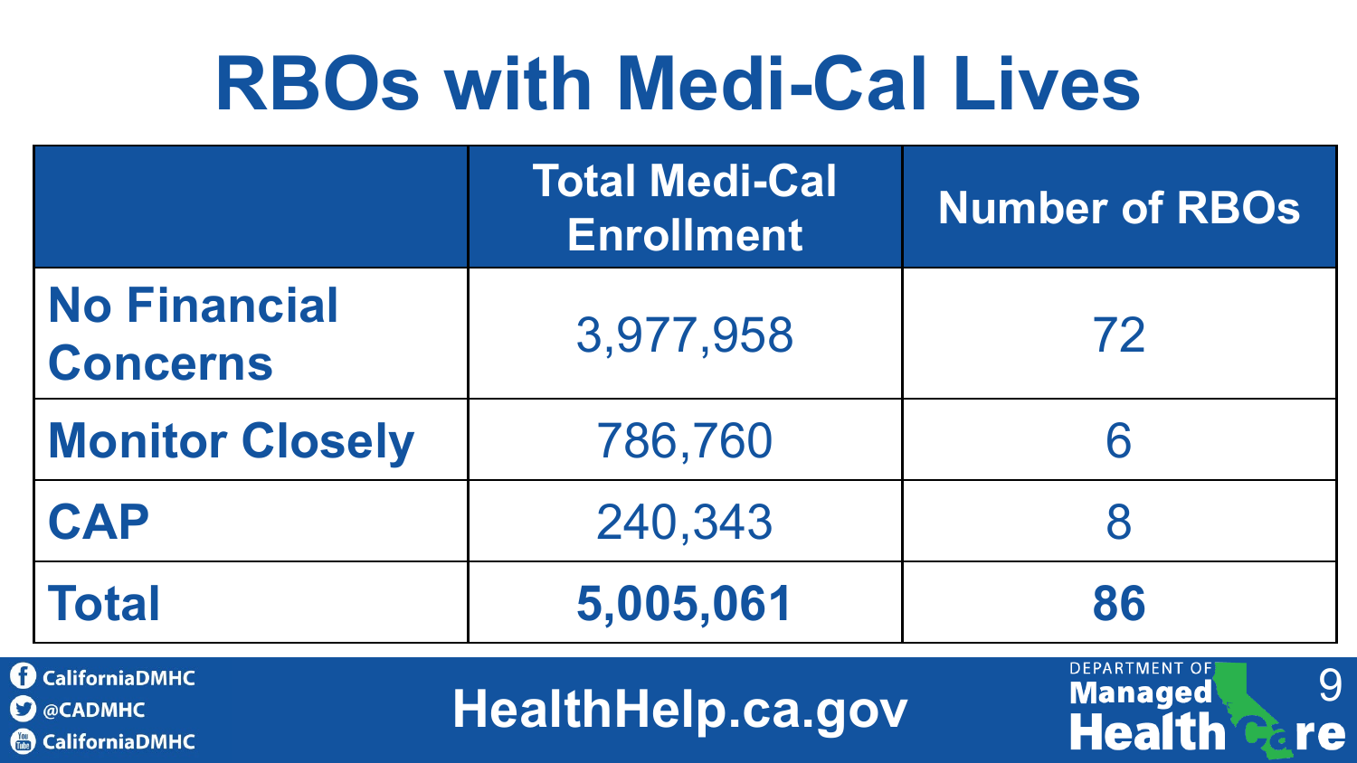# RBOs with Medi-Cal Lives

| | Total Medi-Cal Enrollment | Number of RBOs |
|---|---|---|
| **No Financial Concerns** | 3,977,958 | 72 |
| **Monitor Closely** | 786,760 | 6 |
| **CAP** | 240,343 | 8 |
| **Total** | **5,005,061** | **86** |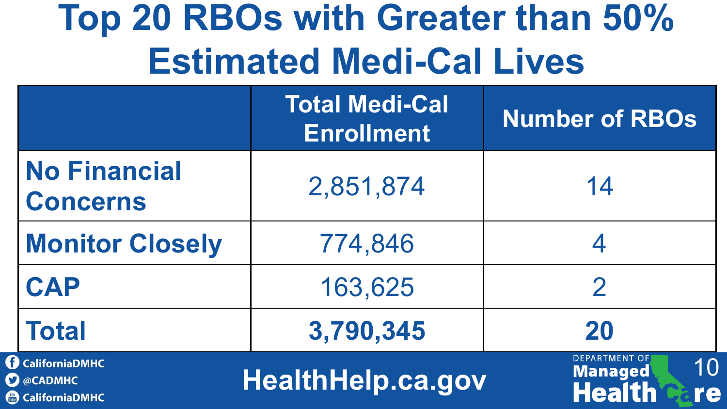# Top 20 RBOs with Greater than 50% Estimated Medi-Cal Lives

| | Total Medi-Cal Enrollment | Number of RBOs |
|---|---|---|
| **No Financial Concerns** | 2,851,874 | 14 |
| **Monitor Closely** | 774,846 | 4 |
| **CAP** | 163,625 | 2 |
| **Total** | **3,790,345** | **20** |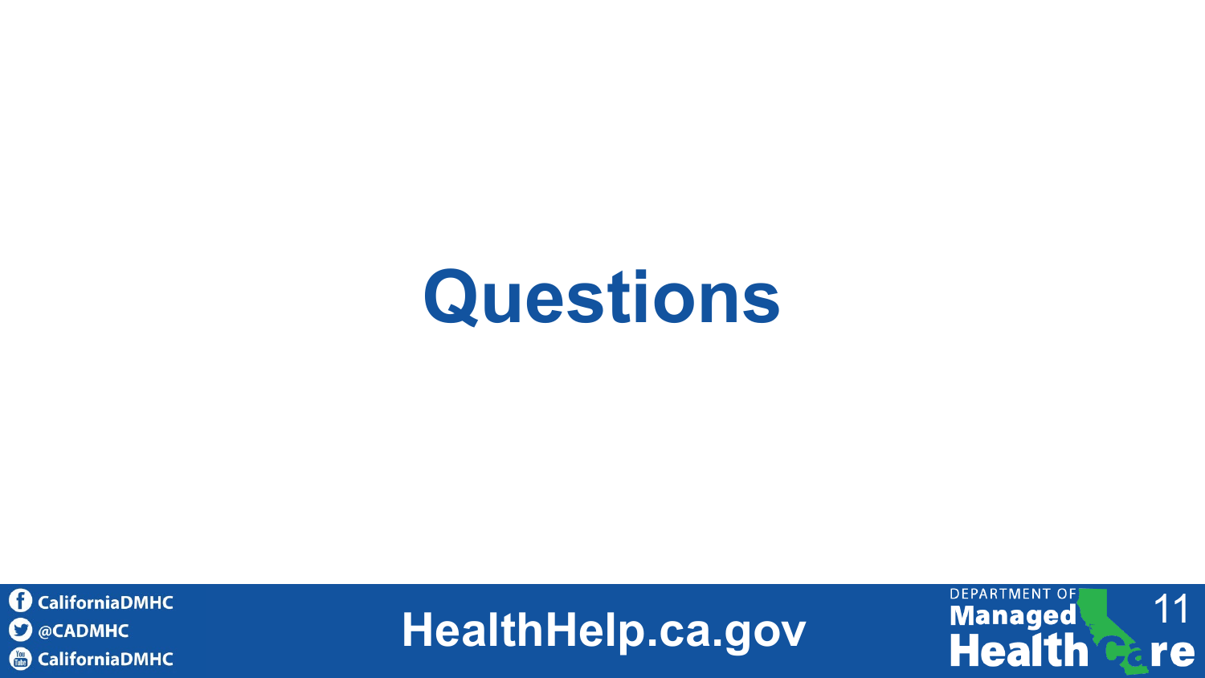# Questions

CaliforniaDMHC
@CADMHC
CaliforniaDMHC

HealthHelp.ca.gov

DEPARTMENT OF Managed Health Care